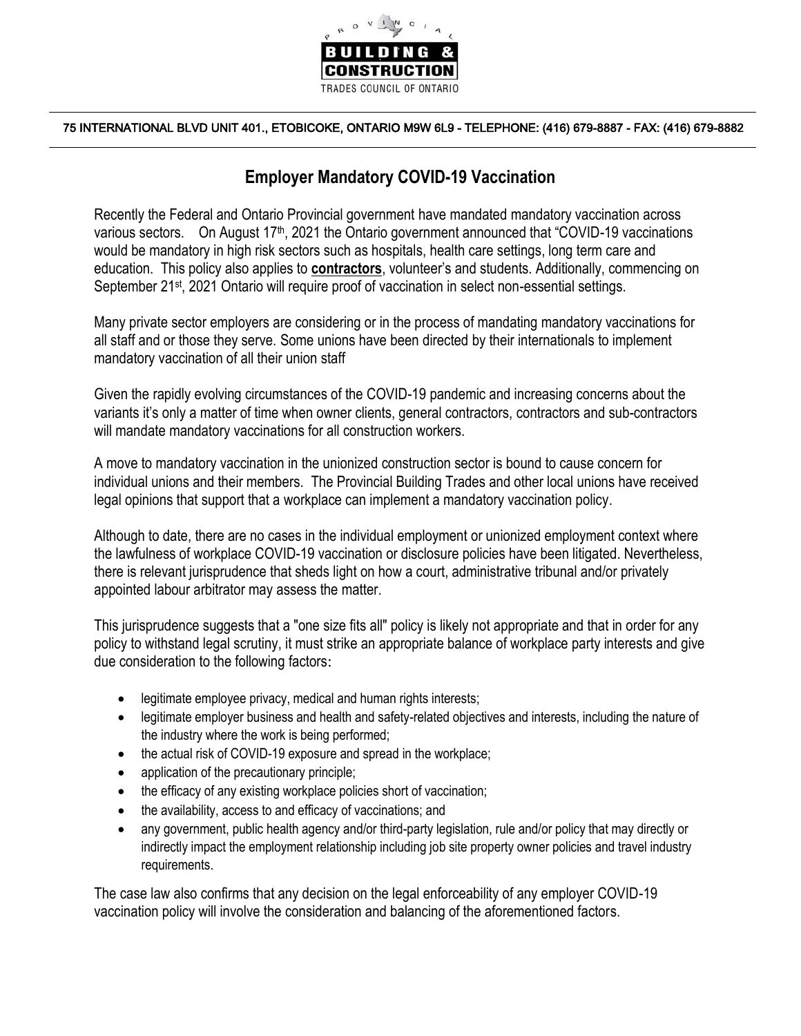PROVINCIAL

**BUILDING & CONSTRUCTION**

TRADES COUNCIL OF ONTARIO

75 INTERNATIONAL BLVD UNIT 401., ETOBICOKE, ONTARIO M9W 6L9 - TELEPHONE: (416) 679-8887 - FAX: (416) 679-8882

## Employer Mandatory COVID-19 Vaccination

Recently the Federal and Ontario Provincial government have mandated mandatory vaccination across various sectors. On August 17th, 2021 the Ontario government announced that "COVID-19 vaccinations would be mandatory in high risk sectors such as hospitals, health care settings, long term care and education. This policy also applies to **contractors**, volunteer's and students. Additionally, commencing on September 21st, 2021 Ontario will require proof of vaccination in select non-essential settings.

Many private sector employers are considering or in the process of mandating mandatory vaccinations for all staff and or those they serve. Some unions have been directed by their internationals to implement mandatory vaccination of all their union staff

Given the rapidly evolving circumstances of the COVID-19 pandemic and increasing concerns about the variants it's only a matter of time when owner clients, general contractors, contractors and sub-contractors will mandate mandatory vaccinations for all construction workers.

A move to mandatory vaccination in the unionized construction sector is bound to cause concern for individual unions and their members. The Provincial Building Trades and other local unions have received legal opinions that support that a workplace can implement a mandatory vaccination policy.

Although to date, there are no cases in the individual employment or unionized employment context where the lawfulness of workplace COVID-19 vaccination or disclosure policies have been litigated. Nevertheless, there is relevant jurisprudence that sheds light on how a court, administrative tribunal and/or privately appointed labour arbitrator may assess the matter.

This jurisprudence suggests that a "one size fits all" policy is likely not appropriate and that in order for any policy to withstand legal scrutiny, it must strike an appropriate balance of workplace party interests and give due consideration to the following factors:

- legitimate employee privacy, medical and human rights interests;
- legitimate employer business and health and safety-related objectives and interests, including the nature of the industry where the work is being performed;
- the actual risk of COVID-19 exposure and spread in the workplace;
- application of the precautionary principle;
- the efficacy of any existing workplace policies short of vaccination;
- the availability, access to and efficacy of vaccinations; and
- any government, public health agency and/or third-party legislation, rule and/or policy that may directly or indirectly impact the employment relationship including job site property owner policies and travel industry requirements.

The case law also confirms that any decision on the legal enforceability of any employer COVID-19 vaccination policy will involve the consideration and balancing of the aforementioned factors.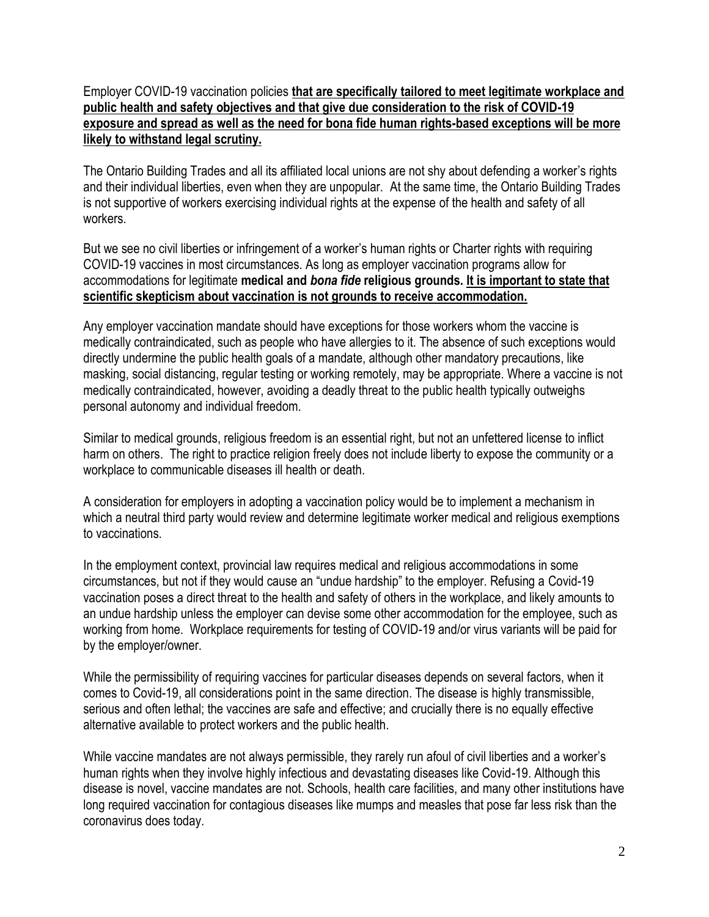Employer COVID-19 vaccination policies <u>**that are specifically tailored to meet legitimate workplace and public health and safety objectives and that give due consideration to the risk of COVID-19 exposure and spread as well as the need for bona fide human rights-based exceptions will be more likely to withstand legal scrutiny.**</u>

The Ontario Building Trades and all its affiliated local unions are not shy about defending a worker's rights and their individual liberties, even when they are unpopular. At the same time, the Ontario Building Trades is not supportive of workers exercising individual rights at the expense of the health and safety of all workers.

But we see no civil liberties or infringement of a worker's human rights or Charter rights with requiring COVID-19 vaccines in most circumstances. As long as employer vaccination programs allow for accommodations for legitimate **medical and *bona fide* religious grounds.** <u>**It is important to state that scientific skepticism about vaccination is not grounds to receive accommodation.**</u>

Any employer vaccination mandate should have exceptions for those workers whom the vaccine is medically contraindicated, such as people who have allergies to it. The absence of such exceptions would directly undermine the public health goals of a mandate, although other mandatory precautions, like masking, social distancing, regular testing or working remotely, may be appropriate. Where a vaccine is not medically contraindicated, however, avoiding a deadly threat to the public health typically outweighs personal autonomy and individual freedom.

Similar to medical grounds, religious freedom is an essential right, but not an unfettered license to inflict harm on others. The right to practice religion freely does not include liberty to expose the community or a workplace to communicable diseases ill health or death.

A consideration for employers in adopting a vaccination policy would be to implement a mechanism in which a neutral third party would review and determine legitimate worker medical and religious exemptions to vaccinations.

In the employment context, provincial law requires medical and religious accommodations in some circumstances, but not if they would cause an "undue hardship" to the employer. Refusing a Covid-19 vaccination poses a direct threat to the health and safety of others in the workplace, and likely amounts to an undue hardship unless the employer can devise some other accommodation for the employee, such as working from home. Workplace requirements for testing of COVID-19 and/or virus variants will be paid for by the employer/owner.

While the permissibility of requiring vaccines for particular diseases depends on several factors, when it comes to Covid-19, all considerations point in the same direction. The disease is highly transmissible, serious and often lethal; the vaccines are safe and effective; and crucially there is no equally effective alternative available to protect workers and the public health.

While vaccine mandates are not always permissible, they rarely run afoul of civil liberties and a worker's human rights when they involve highly infectious and devastating diseases like Covid-19. Although this disease is novel, vaccine mandates are not. Schools, health care facilities, and many other institutions have long required vaccination for contagious diseases like mumps and measles that pose far less risk than the coronavirus does today.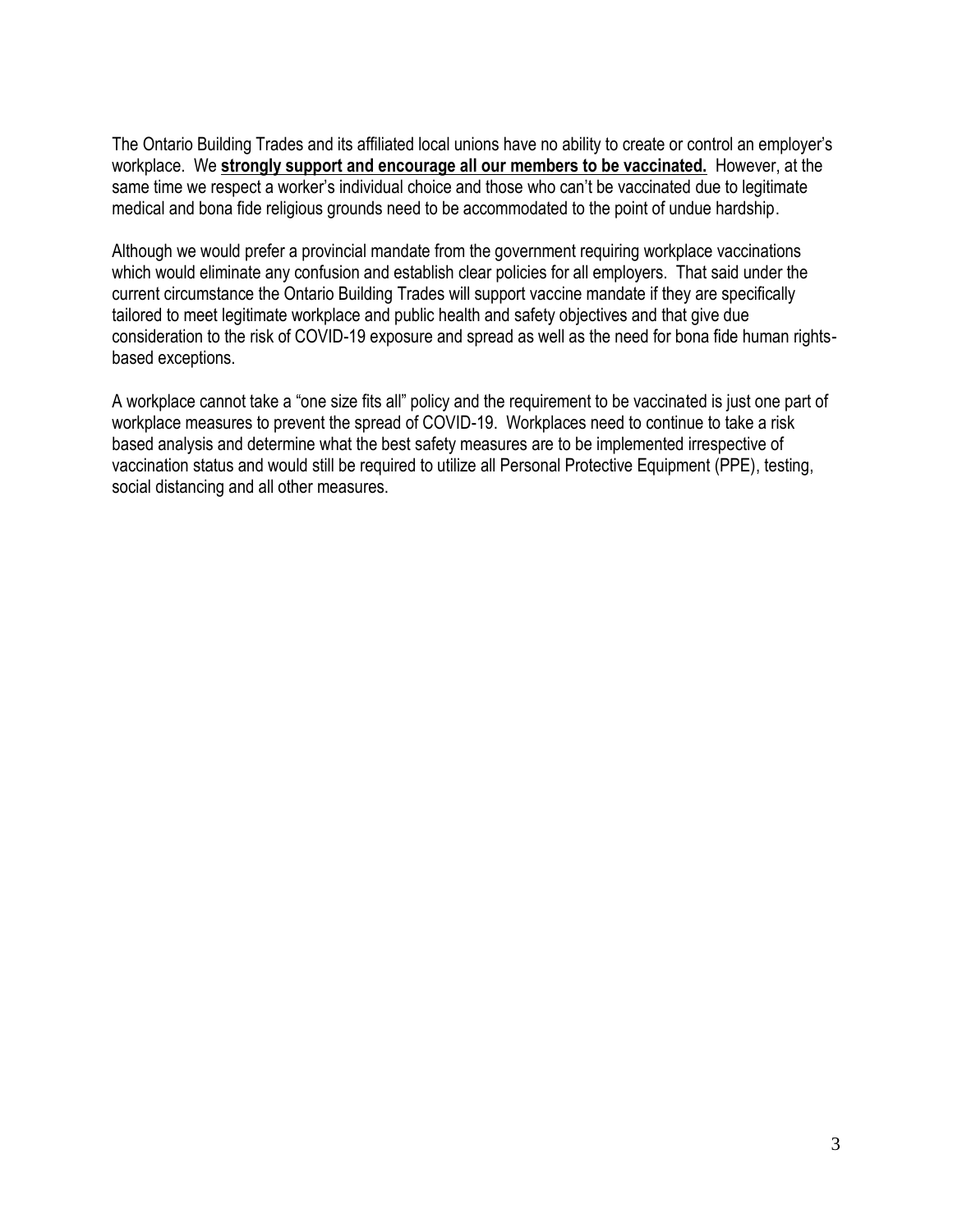The Ontario Building Trades and its affiliated local unions have no ability to create or control an employer's workplace. We **strongly support and encourage all our members to be vaccinated.** However, at the same time we respect a worker's individual choice and those who can't be vaccinated due to legitimate medical and bona fide religious grounds need to be accommodated to the point of undue hardship.

Although we would prefer a provincial mandate from the government requiring workplace vaccinations which would eliminate any confusion and establish clear policies for all employers. That said under the current circumstance the Ontario Building Trades will support vaccine mandate if they are specifically tailored to meet legitimate workplace and public health and safety objectives and that give due consideration to the risk of COVID-19 exposure and spread as well as the need for bona fide human rights-based exceptions.

A workplace cannot take a "one size fits all" policy and the requirement to be vaccinated is just one part of workplace measures to prevent the spread of COVID-19. Workplaces need to continue to take a risk based analysis and determine what the best safety measures are to be implemented irrespective of vaccination status and would still be required to utilize all Personal Protective Equipment (PPE), testing, social distancing and all other measures.